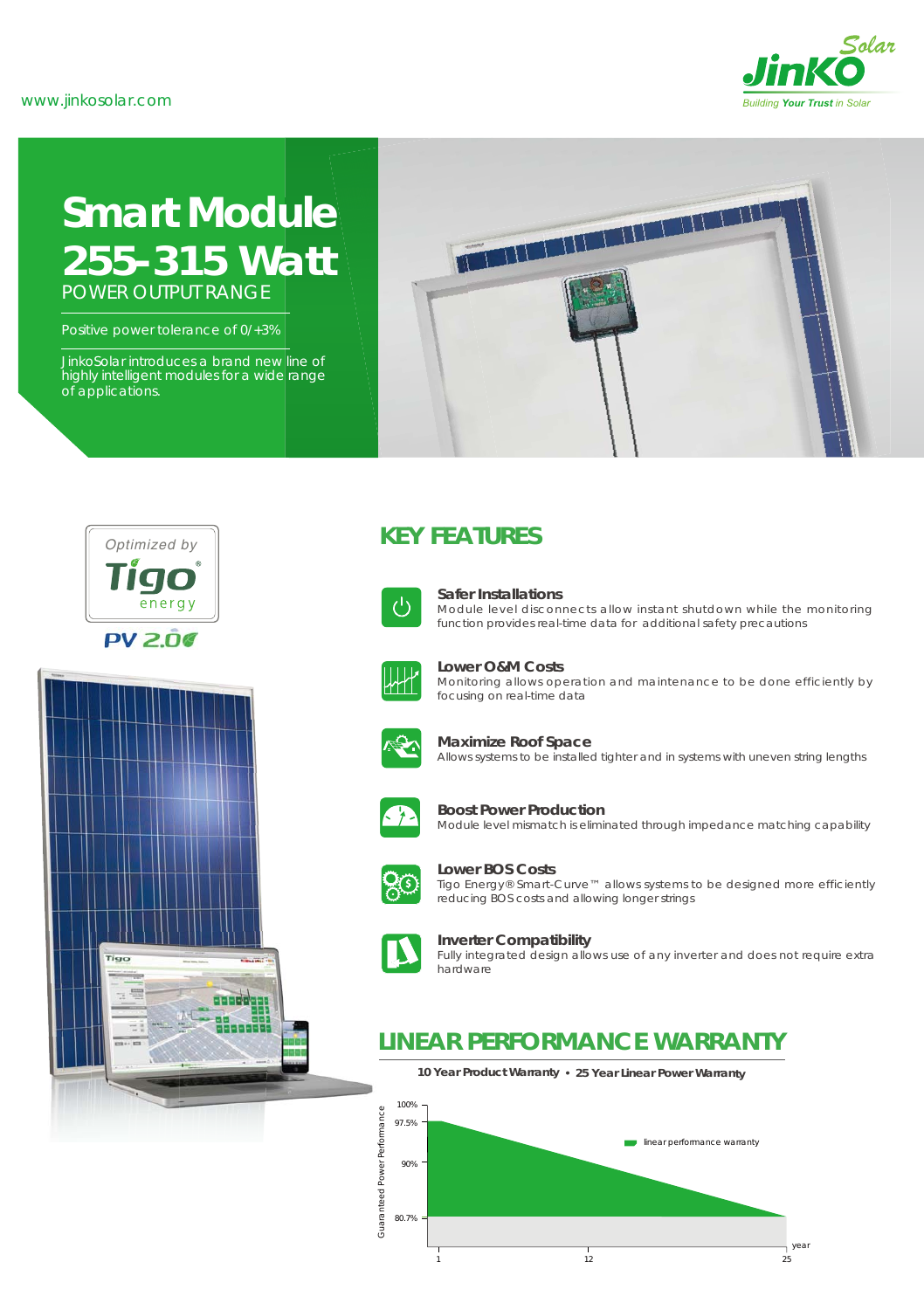www.jinkosolar.com

JinKO Solar
Building Your Trust in Solar

# Smart Module 255-315 Watt

POWER OUTPUT RANGE

Positive power tolerance of 0/+3%

JinkoSolar introduces a brand new line of highly intelligent modules for a wide range of applications.

Optimized by Tigo energy

PV 2.0

## KEY FEATURES

**Safer Installations**
Module level disconnects allow instant shutdown while the monitoring function provides real-time data for additional safety precautions

**Lower O&M Costs**
Monitoring allows operation and maintenance to be done efficiently by focusing on real-time data

**Maximize Roof Space**
Allows systems to be installed tighter and in systems with uneven string lengths

**Boost Power Production**
Module level mismatch is eliminated through impedance matching capability

**Lower BOS Costs**
Tigo Energy® Smart-Curve™ allows systems to be designed more efficiently reducing BOS costs and allowing longer strings

**Inverter Compatibility**
Fully integrated design allows use of any inverter and does not require extra hardware

## LINEAR PERFORMANCE WARRANTY

**10 Year Product Warranty • 25 Year Linear Power Warranty**

Guaranteed Power Performance: 100%, 97.5%, 90%, 80.7%

year: 1, 12, 25

linear performance warranty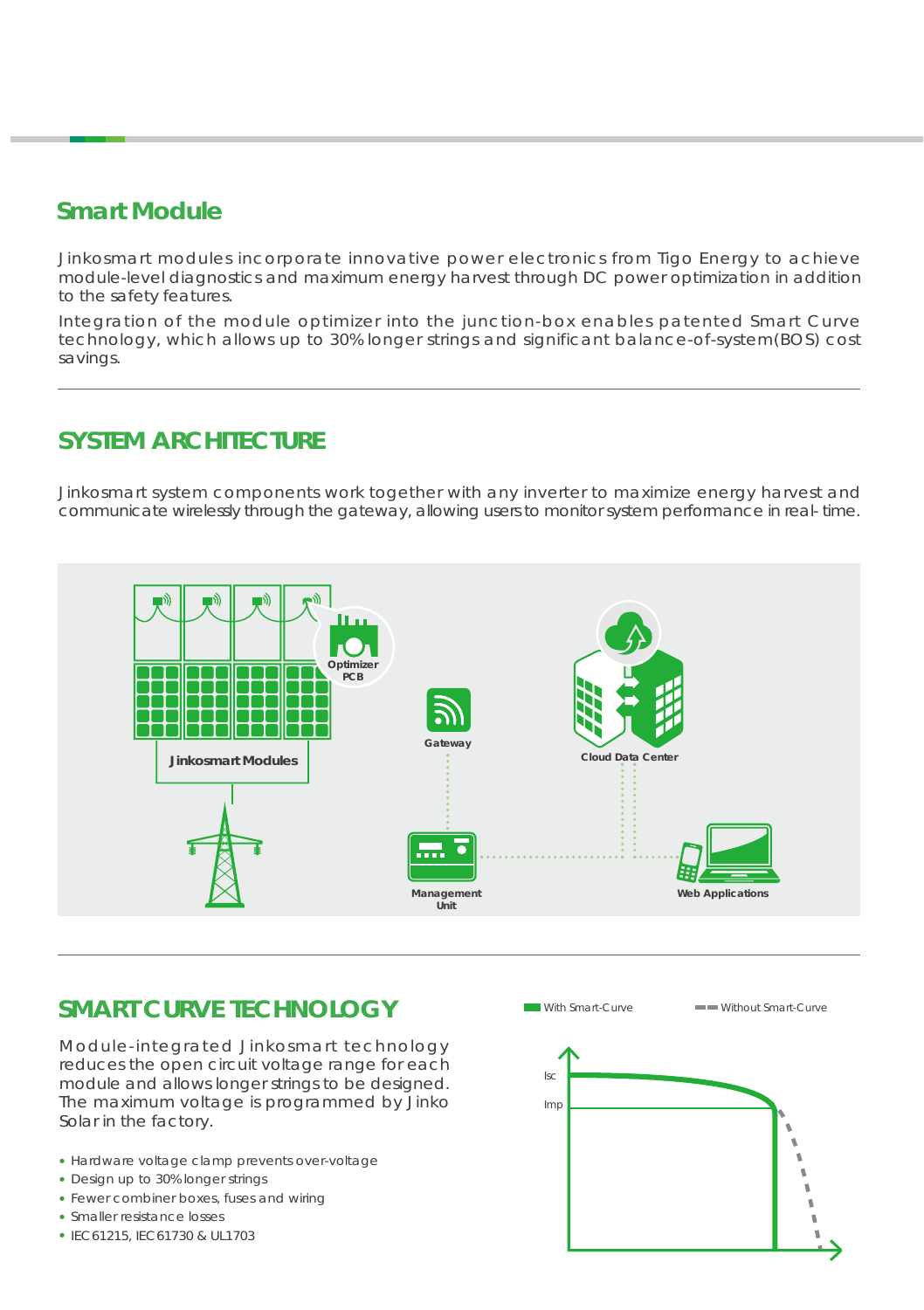## Smart Module

Jinkosmart modules incorporate innovative power electronics from Tigo Energy to achieve module-level diagnostics and maximum energy harvest through DC power optimization in addition to the safety features.

Integration of the module optimizer into the junction-box enables patented Smart Curve technology, which allows up to 30% longer strings and significant balance-of-system(BOS) cost savings.

---

## SYSTEM ARCHITECTURE

Jinkosmart system components work together with any inverter to maximize energy harvest and communicate wirelessly through the gateway, allowing users to monitor system performance in real- time.

Optimizer PCB

Jinkosmart Modules

Gateway

Cloud Data Center

Management Unit

Web Applications

---

## SMART CURVE TECHNOLOGY

Module-integrated Jinkosmart technology reduces the open circuit voltage range for each module and allows longer strings to be designed. The maximum voltage is programmed by Jinko Solar in the factory.

- Hardware voltage clamp prevents over-voltage
- Design up to 30% longer strings
- Fewer combiner boxes, fuses and wiring
- Smaller resistance losses
- IEC 61215, IEC 61730 & UL1703

With Smart-Curve — Without Smart-Curve

Isc

Imp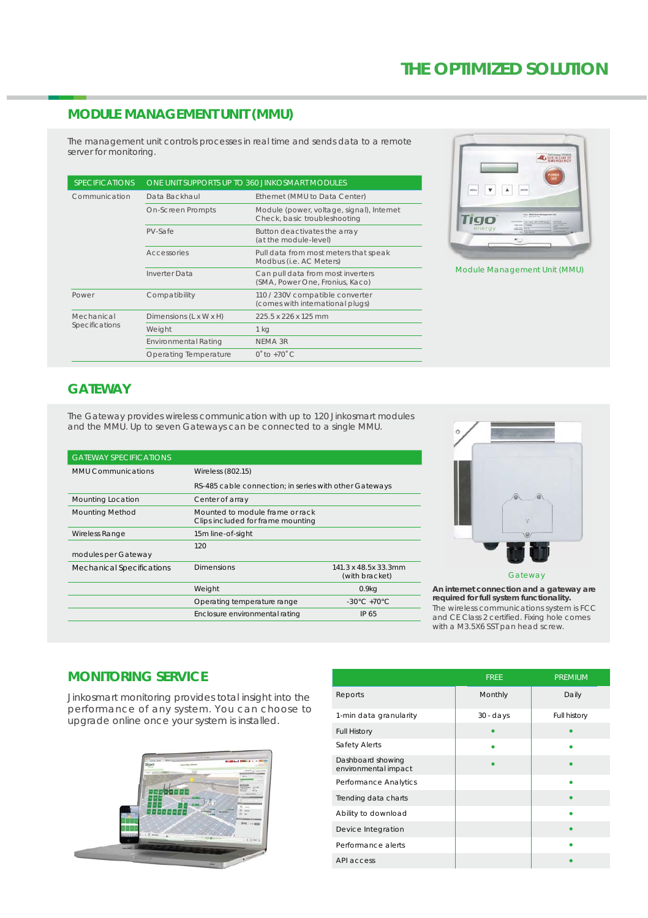# THE OPTIMIZED SOLUTION

## MODULE MANAGEMENT UNIT (MMU)

The management unit controls processes in real time and sends data to a remote server for monitoring.

| SPECIFICATIONS | ONE UNIT SUPPORTS UP TO 360 JINKOSMART MODULES | |
|---|---|---|
| Communication | Data Backhaul | Ethernet (MMU to Data Center) |
| | On-Screen Prompts | Module (power, voltage, signal), Internet Check, basic troubleshooting |
| | PV-Safe | Button deactivates the array (at the module-level) |
| | Accessories | Pull data from most meters that speak Modbus (i.e. AC Meters) |
| | Inverter Data | Can pull data from most inverters (SMA, Power One, Fronius, Kaco) |
| Power | Compatibility | 110 / 230V compatible converter (comes with international plugs) |
| Mechanical Specifications | Dimensions (L x W x H) | 225.5 x 226 x 125 mm |
| | Weight | 1 kg |
| | Environmental Rating | NEMA 3R |
| | Operating Temperature | 0˚ to +70˚C |

Module Management Unit (MMU)

## GATEWAY

The Gateway provides wireless communication with up to 120 Jinkosmart modules and the MMU. Up to seven Gateways can be connected to a single MMU.

| GATEWAY SPECIFICATIONS | | |
|---|---|---|
| MMU Communications | Wireless (802.15) | |
| | RS-485 cable connection; in series with other Gateways | |
| Mounting Location | Center of array | |
| Mounting Method | Mounted to module frame or rack Clips included for frame mounting | |
| Wireless Range | 15m line-of-sight | |
| modules per Gateway | 120 | |
| Mechanical Specifications | Dimensions | 141.3 x 48.5x 33.3mm (with bracket) |
| | Weight | 0.9kg |
| | Operating temperature range | -30°C +70°C |
| | Enclosure environmental rating | IP 65 |

Gateway

**An internet connection and a gateway are required for full system functionality.**
The wireless communications system is FCC and CE Class 2 certified. Fixing hole comes with a M3.5X6 SST pan head screw.

## MONITORING SERVICE

Jinkosmart monitoring provides total insight into the performance of any system. You can choose to upgrade online once your system is installed.

| | FREE | PREMIUM |
|---|---|---|
| Reports | Monthly | Daily |
| 1-min data granularity | 30 - days | Full history |
| Full History | • | • |
| Safety Alerts | • | • |
| Dashboard showing environmental impact | • | • |
| Performance Analytics | | • |
| Trending data charts | | • |
| Ability to download | | • |
| Device Integration | | • |
| Performance alerts | | • |
| API access | | • |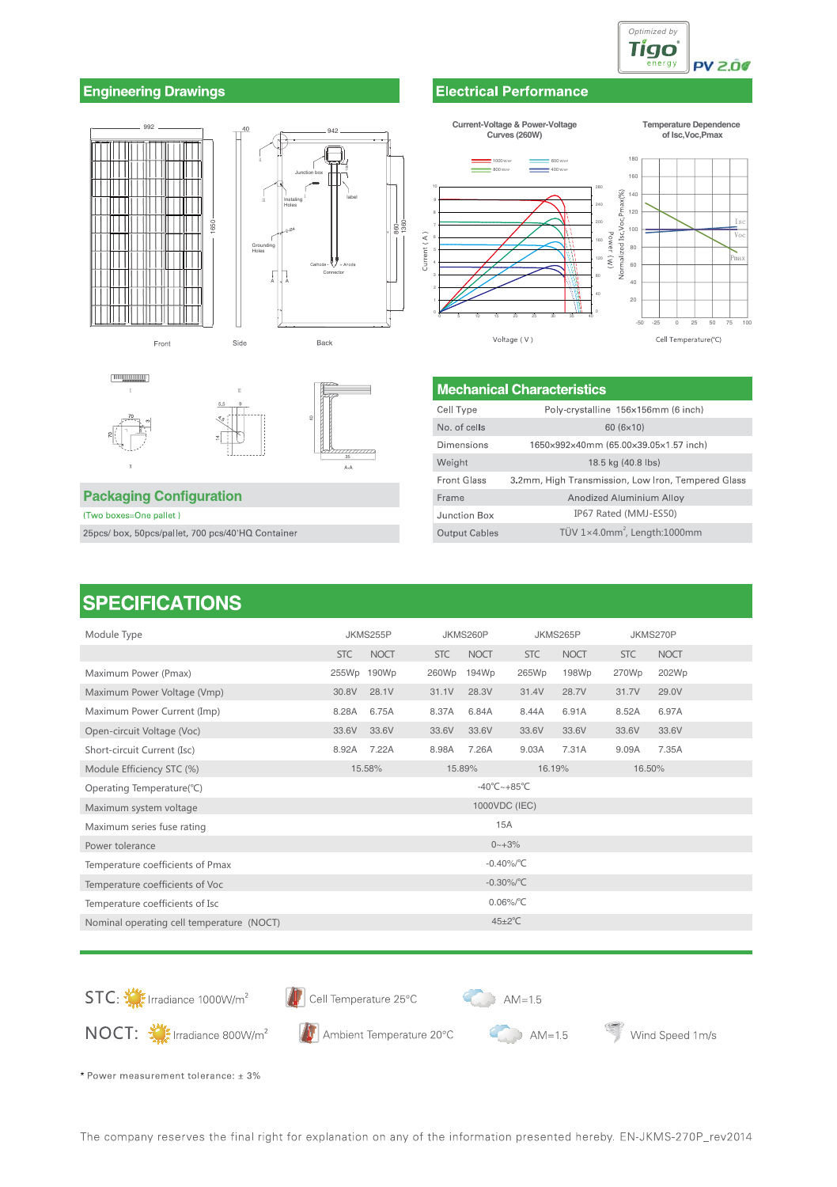Optimized by Tigo energy PV 2.0

## Engineering Drawings

Front    Side    Back

## Electrical Performance

Current-Voltage & Power-Voltage Curves (260W)

Temperature Dependence of Isc,Voc,Pmax

## Mechanical Characteristics

| | |
|---|---|
| Cell Type | Poly-crystalline 156×156mm (6 inch) |
| No. of cells | 60 (6×10) |
| Dimensions | 1650×992×40mm (65.00×39.05×1.57 inch) |
| Weight | 18.5 kg (40.8 lbs) |
| Front Glass | 3.2mm, High Transmission, Low Iron, Tempered Glass |
| Frame | Anodized Aluminium Alloy |
| Junction Box | IP67 Rated (MMJ-ES50) |
| Output Cables | TÜV 1×4.0mm², Length:1000mm |

## Packaging Configuration

(Two boxes=One pallet)

25pcs/ box, 50pcs/pallet, 700 pcs/40'HQ Container

# SPECIFICATIONS

| Module Type | JKMS255P | | JKMS260P | | JKMS265P | | JKMS270P | |
|---|---|---|---|---|---|---|---|---|
| | STC | NOCT | STC | NOCT | STC | NOCT | STC | NOCT |
| Maximum Power (Pmax) | 255Wp | 190Wp | 260Wp | 194Wp | 265Wp | 198Wp | 270Wp | 202Wp |
| Maximum Power Voltage (Vmp) | 30.8V | 28.1V | 31.1V | 28.3V | 31.4V | 28.7V | 31.7V | 29.0V |
| Maximum Power Current (Imp) | 8.28A | 6.75A | 8.37A | 6.84A | 8.44A | 6.91A | 8.52A | 6.97A |
| Open-circuit Voltage (Voc) | 33.6V | 33.6V | 33.6V | 33.6V | 33.6V | 33.6V | 33.6V | 33.6V |
| Short-circuit Current (Isc) | 8.92A | 7.22A | 8.98A | 7.26A | 9.03A | 7.31A | 9.09A | 7.35A |
| Module Efficiency STC (%) | 15.58% | | 15.89% | | 16.19% | | 16.50% | |
| Operating Temperature(℃) | -40℃~+85℃ | | | | | | | |
| Maximum system voltage | 1000VDC (IEC) | | | | | | | |
| Maximum series fuse rating | 15A | | | | | | | |
| Power tolerance | 0~+3% | | | | | | | |
| Temperature coefficients of Pmax | -0.40%/℃ | | | | | | | |
| Temperature coefficients of Voc | -0.30%/℃ | | | | | | | |
| Temperature coefficients of Isc | 0.06%/℃ | | | | | | | |
| Nominal operating cell temperature (NOCT) | 45±2℃ | | | | | | | |

STC: Irradiance 1000W/m² Cell Temperature 25°C AM=1.5

NOCT: Irradiance 800W/m² Ambient Temperature 20°C AM=1.5 Wind Speed 1m/s

* Power measurement tolerance: ± 3%

The company reserves the final right for explanation on any of the information presented hereby. EN-JKMS-270P_rev2014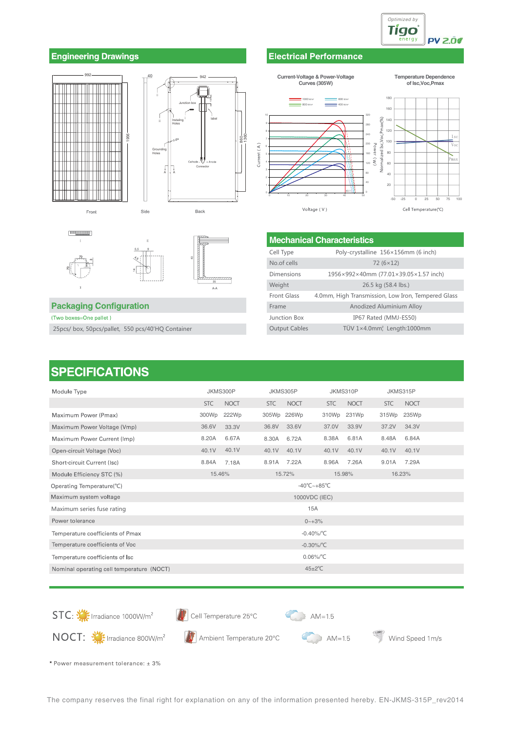Optimized by Tigo energy PV 2.0

## Engineering Drawings

Front Side Back

## Electrical Performance

Current-Voltage & Power-Voltage Curves (305W)

Temperature Dependence of Isc,Voc,Pmax

## Mechanical Characteristics

| Cell Type | Poly-crystalline 156×156mm (6 inch) |
|---|---|
| No.of cells | 72 (6×12) |
| Dimensions | 1956×992×40mm (77.01×39.05×1.57 inch) |
| Weight | 26.5 kg (58.4 lbs.) |
| Front Glass | 4.0mm, High Transmission, Low Iron, Tempered Glass |
| Frame | Anodized Aluminium Alloy |
| Junction Box | IP67 Rated (MMJ-ES50) |
| Output Cables | TÜV 1×4.0mm², Length:1000mm |

## Packaging Configuration

(Two boxes=One pallet )

25pcs/ box, 50pcs/pallet, 550 pcs/40'HQ Container

# SPECIFICATIONS

| Module Type | JKMS300P | | JKMS305P | | JKMS310P | | JKMS315P | |
|---|---|---|---|---|---|---|---|---|
| | STC | NOCT | STC | NOCT | STC | NOCT | STC | NOCT |
| Maximum Power (Pmax) | 300Wp | 222Wp | 305Wp | 226Wp | 310Wp | 231Wp | 315Wp | 235Wp |
| Maximum Power Voltage (Vmp) | 36.6V | 33.3V | 36.8V | 33.6V | 37.0V | 33.9V | 37.2V | 34.3V |
| Maximum Power Current (Imp) | 8.20A | 6.67A | 8.30A | 6.72A | 8.38A | 6.81A | 8.48A | 6.84A |
| Open-circuit Voltage (Voc) | 40.1V | 40.1V | 40.1V | 40.1V | 40.1V | 40.1V | 40.1V | 40.1V |
| Short-circuit Current (Isc) | 8.84A | 7.18A | 8.91A | 7.22A | 8.96A | 7.26A | 9.01A | 7.29A |
| Module Efficiency STC (%) | 15.46% | | 15.72% | | 15.98% | | 16.23% | |
| Operating Temperature(℃) | -40℃~+85℃ | | | | | | | |
| Maximum system voltage | 1000VDC (IEC) | | | | | | | |
| Maximum series fuse rating | 15A | | | | | | | |
| Power tolerance | 0~+3% | | | | | | | |
| Temperature coefficients of Pmax | -0.40%/℃ | | | | | | | |
| Temperature coefficients of Voc | -0.30%/℃ | | | | | | | |
| Temperature coefficients of Isc | 0.06%/℃ | | | | | | | |
| Nominal operating cell temperature (NOCT) | 45±2℃ | | | | | | | |

STC: Irradiance 1000W/m² Cell Temperature 25°C AM=1.5

NOCT: Irradiance 800W/m² Ambient Temperature 20°C AM=1.5 Wind Speed 1m/s

* Power measurement tolerance: ± 3%

The company reserves the final right for explanation on any of the information presented hereby. EN-JKMS-315P_rev2014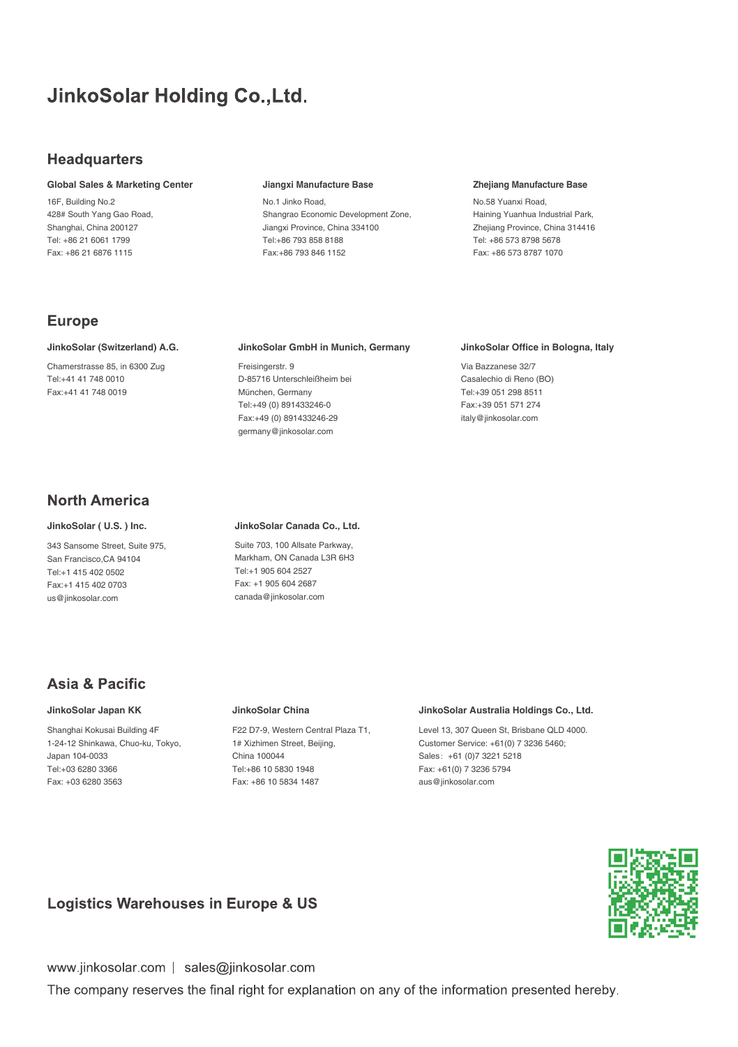# JinkoSolar Holding Co.,Ltd.

## Headquarters

### Global Sales & Marketing Center

16F, Building No.2
428# South Yang Gao Road,
Shanghai, China 200127
Tel: +86 21 6061 1799
Fax: +86 21 6876 1115

### Jiangxi Manufacture Base

No.1 Jinko Road,
Shangrao Economic Development Zone,
Jiangxi Province, China 334100
Tel:+86 793 858 8188
Fax:+86 793 846 1152

### Zhejiang Manufacture Base

No.58 Yuanxi Road,
Haining Yuanhua Industrial Park,
Zhejiang Province, China 314416
Tel: +86 573 8798 5678
Fax: +86 573 8787 1070

## Europe

### JinkoSolar (Switzerland) A.G.

Chamerstrasse 85, in 6300 Zug
Tel:+41 41 748 0010
Fax:+41 41 748 0019

### JinkoSolar GmbH in Munich, Germany

Freisingerstr. 9
D-85716 Unterschleißheim bei
München, Germany
Tel:+49 (0) 891433246-0
Fax:+49 (0) 891433246-29
germany@jinkosolar.com

### JinkoSolar Office in Bologna, Italy

Via Bazzanese 32/7
Casalechio di Reno (BO)
Tel:+39 051 298 8511
Fax:+39 051 571 274
italy@jinkosolar.com

## North America

### JinkoSolar ( U.S. ) Inc.

343 Sansome Street, Suite 975,
San Francisco,CA 94104
Tel:+1 415 402 0502
Fax:+1 415 402 0703
us@jinkosolar.com

### JinkoSolar Canada Co., Ltd.

Suite 703, 100 Allsate Parkway,
Markham, ON Canada L3R 6H3
Tel:+1 905 604 2527
Fax: +1 905 604 2687
canada@jinkosolar.com

## Asia & Pacific

### JinkoSolar Japan KK

Shanghai Kokusai Building 4F
1-24-12 Shinkawa, Chuo-ku, Tokyo,
Japan 104-0033
Tel:+03 6280 3366
Fax: +03 6280 3563

### JinkoSolar China

F22 D7-9, Western Central Plaza T1,
1# Xizhimen Street, Beijing,
China 100044
Tel:+86 10 5830 1948
Fax: +86 10 5834 1487

### JinkoSolar Australia Holdings Co., Ltd.

Level 13, 307 Queen St, Brisbane QLD 4000.
Customer Service: +61(0) 7 3236 5460;
Sales：+61 (0)7 3221 5218
Fax: +61(0) 7 3236 5794
aus@jinkosolar.com

## Logistics Warehouses in Europe & US

www.jinkosolar.com | sales@jinkosolar.com

The company reserves the final right for explanation on any of the information presented hereby.